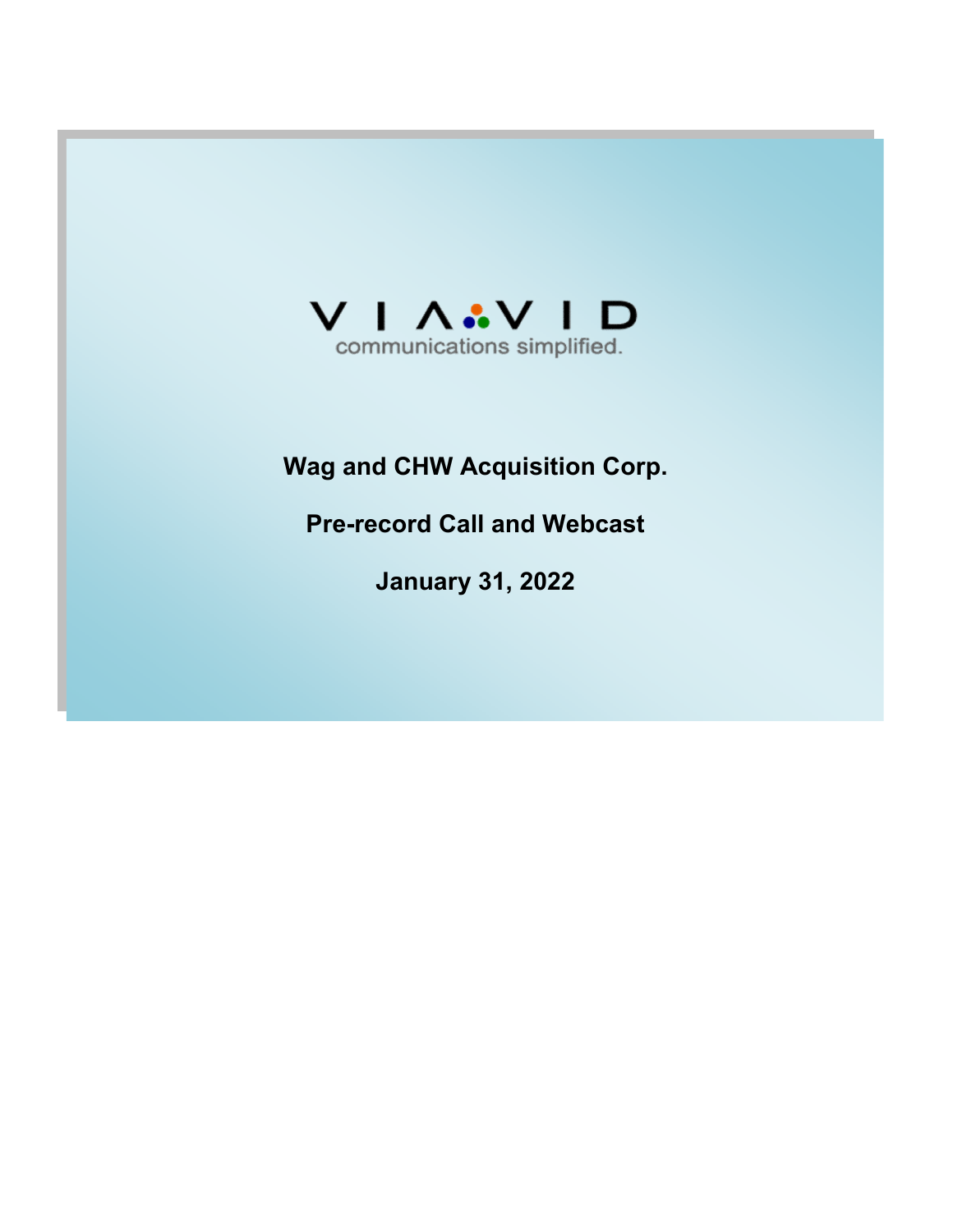VIAVID

communications simplified.

**Wag and CHW Acquisition Corp.**

**Pre-record Call and Webcast**

**January 31, 2022**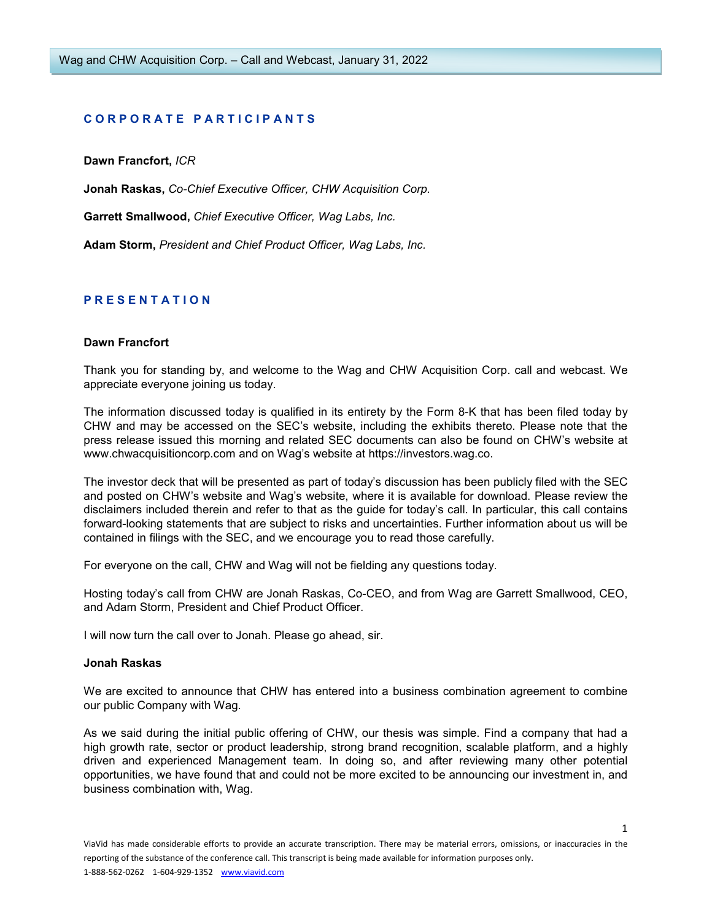## CORPORATE PARTICIPANTS

**Dawn Francfort,** *ICR*

**Jonah Raskas,** *Co-Chief Executive Officer, CHW Acquisition Corp.*

**Garrett Smallwood,** *Chief Executive Officer, Wag Labs, Inc.*

**Adam Storm,** *President and Chief Product Officer, Wag Labs, Inc.*

## PRESENTATION

**Dawn Francfort**

Thank you for standing by, and welcome to the Wag and CHW Acquisition Corp. call and webcast. We appreciate everyone joining us today.

The information discussed today is qualified in its entirety by the Form 8-K that has been filed today by CHW and may be accessed on the SEC's website, including the exhibits thereto. Please note that the press release issued this morning and related SEC documents can also be found on CHW's website at www.chwacquisitioncorp.com and on Wag's website at https://investors.wag.co.

The investor deck that will be presented as part of today's discussion has been publicly filed with the SEC and posted on CHW's website and Wag's website, where it is available for download. Please review the disclaimers included therein and refer to that as the guide for today's call. In particular, this call contains forward-looking statements that are subject to risks and uncertainties. Further information about us will be contained in filings with the SEC, and we encourage you to read those carefully.

For everyone on the call, CHW and Wag will not be fielding any questions today.

Hosting today's call from CHW are Jonah Raskas, Co-CEO, and from Wag are Garrett Smallwood, CEO, and Adam Storm, President and Chief Product Officer.

I will now turn the call over to Jonah. Please go ahead, sir.

**Jonah Raskas**

We are excited to announce that CHW has entered into a business combination agreement to combine our public Company with Wag.

As we said during the initial public offering of CHW, our thesis was simple. Find a company that had a high growth rate, sector or product leadership, strong brand recognition, scalable platform, and a highly driven and experienced Management team. In doing so, and after reviewing many other potential opportunities, we have found that and could not be more excited to be announcing our investment in, and business combination with, Wag.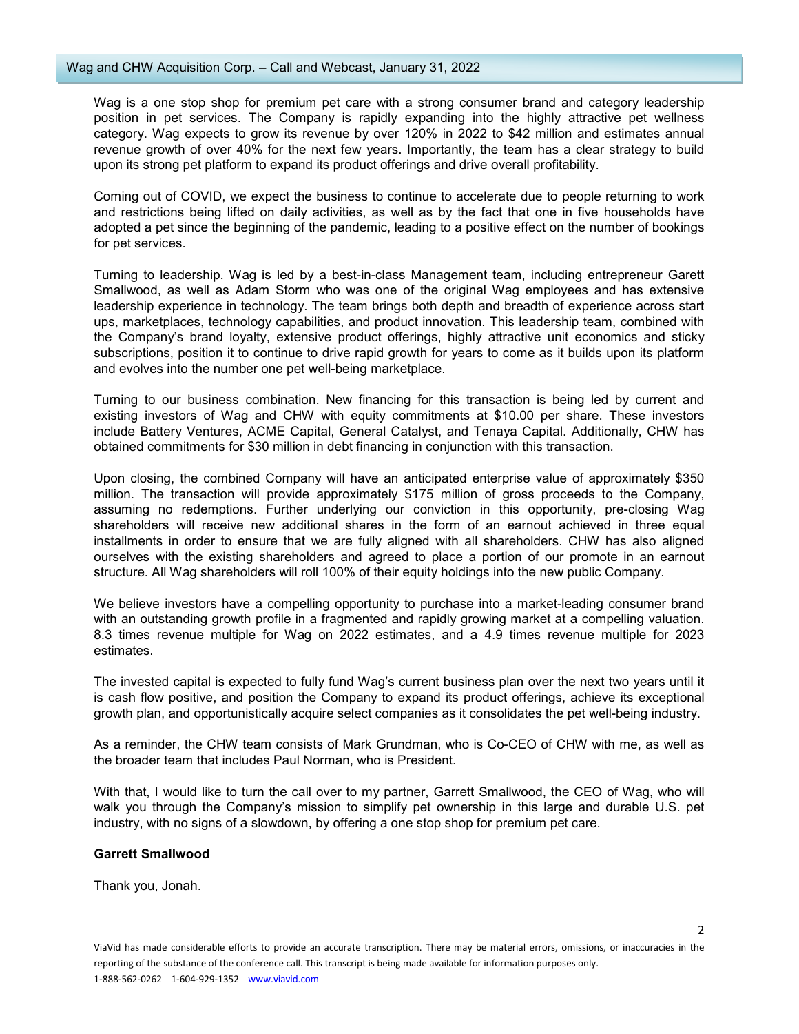Wag is a one stop shop for premium pet care with a strong consumer brand and category leadership position in pet services. The Company is rapidly expanding into the highly attractive pet wellness category. Wag expects to grow its revenue by over 120% in 2022 to $42 million and estimates annual revenue growth of over 40% for the next few years. Importantly, the team has a clear strategy to build upon its strong pet platform to expand its product offerings and drive overall profitability.

Coming out of COVID, we expect the business to continue to accelerate due to people returning to work and restrictions being lifted on daily activities, as well as by the fact that one in five households have adopted a pet since the beginning of the pandemic, leading to a positive effect on the number of bookings for pet services.

Turning to leadership. Wag is led by a best-in-class Management team, including entrepreneur Garett Smallwood, as well as Adam Storm who was one of the original Wag employees and has extensive leadership experience in technology. The team brings both depth and breadth of experience across start ups, marketplaces, technology capabilities, and product innovation. This leadership team, combined with the Company's brand loyalty, extensive product offerings, highly attractive unit economics and sticky subscriptions, position it to continue to drive rapid growth for years to come as it builds upon its platform and evolves into the number one pet well-being marketplace.

Turning to our business combination. New financing for this transaction is being led by current and existing investors of Wag and CHW with equity commitments at $10.00 per share. These investors include Battery Ventures, ACME Capital, General Catalyst, and Tenaya Capital. Additionally, CHW has obtained commitments for $30 million in debt financing in conjunction with this transaction.

Upon closing, the combined Company will have an anticipated enterprise value of approximately $350 million. The transaction will provide approximately $175 million of gross proceeds to the Company, assuming no redemptions. Further underlying our conviction in this opportunity, pre-closing Wag shareholders will receive new additional shares in the form of an earnout achieved in three equal installments in order to ensure that we are fully aligned with all shareholders. CHW has also aligned ourselves with the existing shareholders and agreed to place a portion of our promote in an earnout structure. All Wag shareholders will roll 100% of their equity holdings into the new public Company.

We believe investors have a compelling opportunity to purchase into a market-leading consumer brand with an outstanding growth profile in a fragmented and rapidly growing market at a compelling valuation. 8.3 times revenue multiple for Wag on 2022 estimates, and a 4.9 times revenue multiple for 2023 estimates.

The invested capital is expected to fully fund Wag's current business plan over the next two years until it is cash flow positive, and position the Company to expand its product offerings, achieve its exceptional growth plan, and opportunistically acquire select companies as it consolidates the pet well-being industry.

As a reminder, the CHW team consists of Mark Grundman, who is Co-CEO of CHW with me, as well as the broader team that includes Paul Norman, who is President.

With that, I would like to turn the call over to my partner, Garrett Smallwood, the CEO of Wag, who will walk you through the Company's mission to simplify pet ownership in this large and durable U.S. pet industry, with no signs of a slowdown, by offering a one stop shop for premium pet care.

**Garrett Smallwood**

Thank you, Jonah.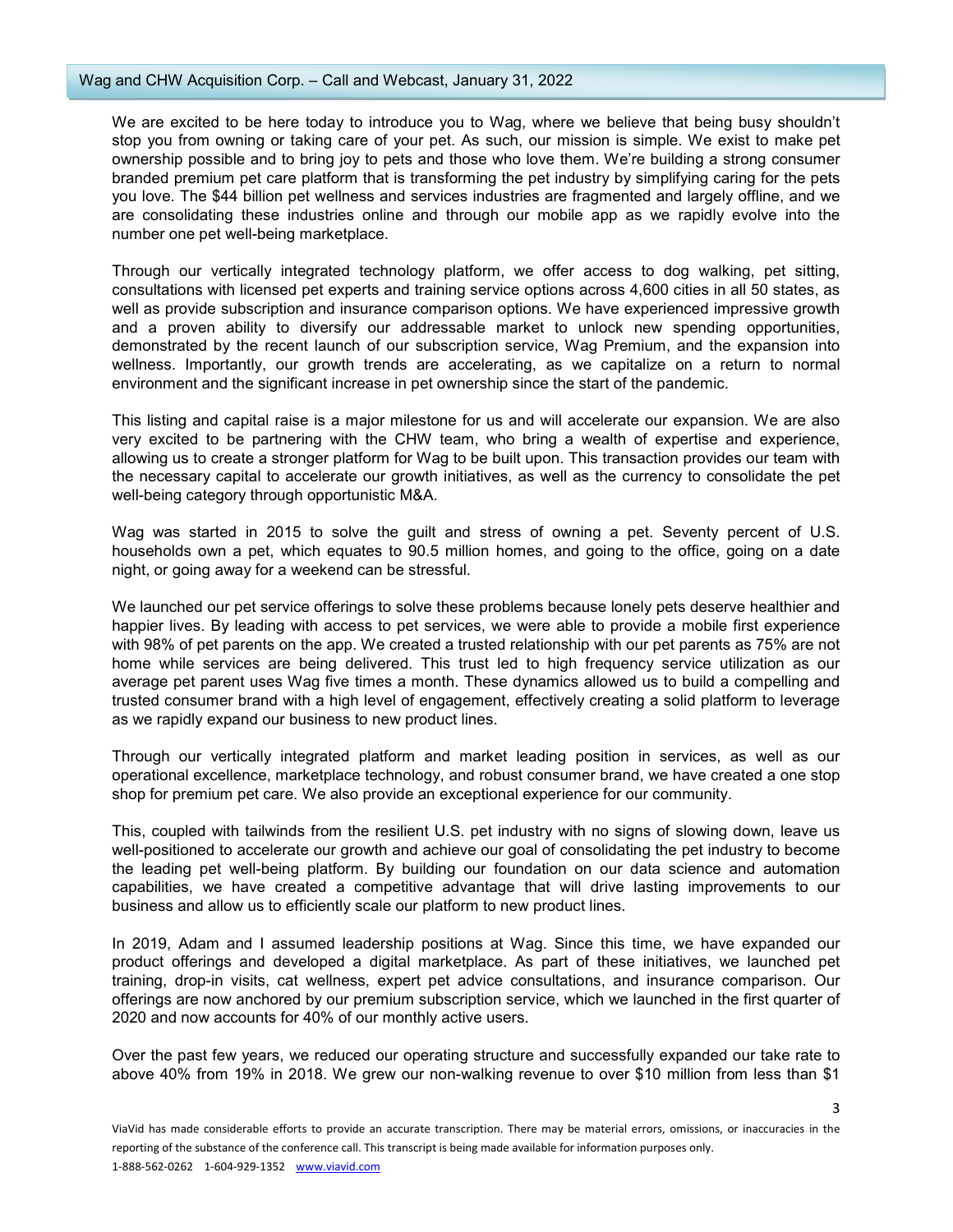We are excited to be here today to introduce you to Wag, where we believe that being busy shouldn't stop you from owning or taking care of your pet. As such, our mission is simple. We exist to make pet ownership possible and to bring joy to pets and those who love them. We're building a strong consumer branded premium pet care platform that is transforming the pet industry by simplifying caring for the pets you love. The $44 billion pet wellness and services industries are fragmented and largely offline, and we are consolidating these industries online and through our mobile app as we rapidly evolve into the number one pet well-being marketplace.

Through our vertically integrated technology platform, we offer access to dog walking, pet sitting, consultations with licensed pet experts and training service options across 4,600 cities in all 50 states, as well as provide subscription and insurance comparison options. We have experienced impressive growth and a proven ability to diversify our addressable market to unlock new spending opportunities, demonstrated by the recent launch of our subscription service, Wag Premium, and the expansion into wellness. Importantly, our growth trends are accelerating, as we capitalize on a return to normal environment and the significant increase in pet ownership since the start of the pandemic.

This listing and capital raise is a major milestone for us and will accelerate our expansion. We are also very excited to be partnering with the CHW team, who bring a wealth of expertise and experience, allowing us to create a stronger platform for Wag to be built upon. This transaction provides our team with the necessary capital to accelerate our growth initiatives, as well as the currency to consolidate the pet well-being category through opportunistic M&A.

Wag was started in 2015 to solve the guilt and stress of owning a pet. Seventy percent of U.S. households own a pet, which equates to 90.5 million homes, and going to the office, going on a date night, or going away for a weekend can be stressful.

We launched our pet service offerings to solve these problems because lonely pets deserve healthier and happier lives. By leading with access to pet services, we were able to provide a mobile first experience with 98% of pet parents on the app. We created a trusted relationship with our pet parents as 75% are not home while services are being delivered. This trust led to high frequency service utilization as our average pet parent uses Wag five times a month. These dynamics allowed us to build a compelling and trusted consumer brand with a high level of engagement, effectively creating a solid platform to leverage as we rapidly expand our business to new product lines.

Through our vertically integrated platform and market leading position in services, as well as our operational excellence, marketplace technology, and robust consumer brand, we have created a one stop shop for premium pet care. We also provide an exceptional experience for our community.

This, coupled with tailwinds from the resilient U.S. pet industry with no signs of slowing down, leave us well-positioned to accelerate our growth and achieve our goal of consolidating the pet industry to become the leading pet well-being platform. By building our foundation on our data science and automation capabilities, we have created a competitive advantage that will drive lasting improvements to our business and allow us to efficiently scale our platform to new product lines.

In 2019, Adam and I assumed leadership positions at Wag. Since this time, we have expanded our product offerings and developed a digital marketplace. As part of these initiatives, we launched pet training, drop-in visits, cat wellness, expert pet advice consultations, and insurance comparison. Our offerings are now anchored by our premium subscription service, which we launched in the first quarter of 2020 and now accounts for 40% of our monthly active users.

Over the past few years, we reduced our operating structure and successfully expanded our take rate to above 40% from 19% in 2018. We grew our non-walking revenue to over $10 million from less than $1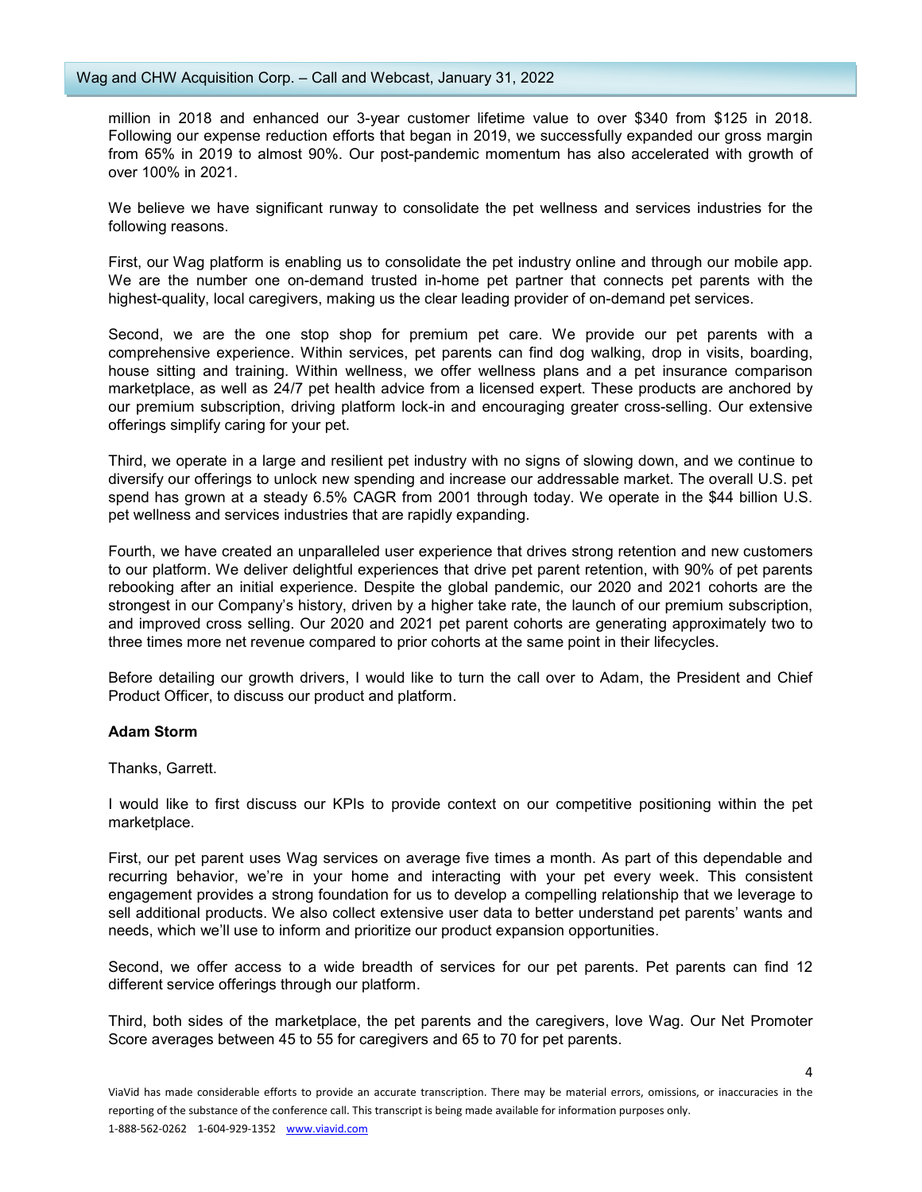million in 2018 and enhanced our 3-year customer lifetime value to over $340 from $125 in 2018. Following our expense reduction efforts that began in 2019, we successfully expanded our gross margin from 65% in 2019 to almost 90%. Our post-pandemic momentum has also accelerated with growth of over 100% in 2021.

We believe we have significant runway to consolidate the pet wellness and services industries for the following reasons.

First, our Wag platform is enabling us to consolidate the pet industry online and through our mobile app. We are the number one on-demand trusted in-home pet partner that connects pet parents with the highest-quality, local caregivers, making us the clear leading provider of on-demand pet services.

Second, we are the one stop shop for premium pet care. We provide our pet parents with a comprehensive experience. Within services, pet parents can find dog walking, drop in visits, boarding, house sitting and training. Within wellness, we offer wellness plans and a pet insurance comparison marketplace, as well as 24/7 pet health advice from a licensed expert. These products are anchored by our premium subscription, driving platform lock-in and encouraging greater cross-selling. Our extensive offerings simplify caring for your pet.

Third, we operate in a large and resilient pet industry with no signs of slowing down, and we continue to diversify our offerings to unlock new spending and increase our addressable market. The overall U.S. pet spend has grown at a steady 6.5% CAGR from 2001 through today. We operate in the $44 billion U.S. pet wellness and services industries that are rapidly expanding.

Fourth, we have created an unparalleled user experience that drives strong retention and new customers to our platform. We deliver delightful experiences that drive pet parent retention, with 90% of pet parents rebooking after an initial experience. Despite the global pandemic, our 2020 and 2021 cohorts are the strongest in our Company's history, driven by a higher take rate, the launch of our premium subscription, and improved cross selling. Our 2020 and 2021 pet parent cohorts are generating approximately two to three times more net revenue compared to prior cohorts at the same point in their lifecycles.

Before detailing our growth drivers, I would like to turn the call over to Adam, the President and Chief Product Officer, to discuss our product and platform.

**Adam Storm**

Thanks, Garrett.

I would like to first discuss our KPIs to provide context on our competitive positioning within the pet marketplace.

First, our pet parent uses Wag services on average five times a month. As part of this dependable and recurring behavior, we're in your home and interacting with your pet every week. This consistent engagement provides a strong foundation for us to develop a compelling relationship that we leverage to sell additional products. We also collect extensive user data to better understand pet parents' wants and needs, which we'll use to inform and prioritize our product expansion opportunities.

Second, we offer access to a wide breadth of services for our pet parents. Pet parents can find 12 different service offerings through our platform.

Third, both sides of the marketplace, the pet parents and the caregivers, love Wag. Our Net Promoter Score averages between 45 to 55 for caregivers and 65 to 70 for pet parents.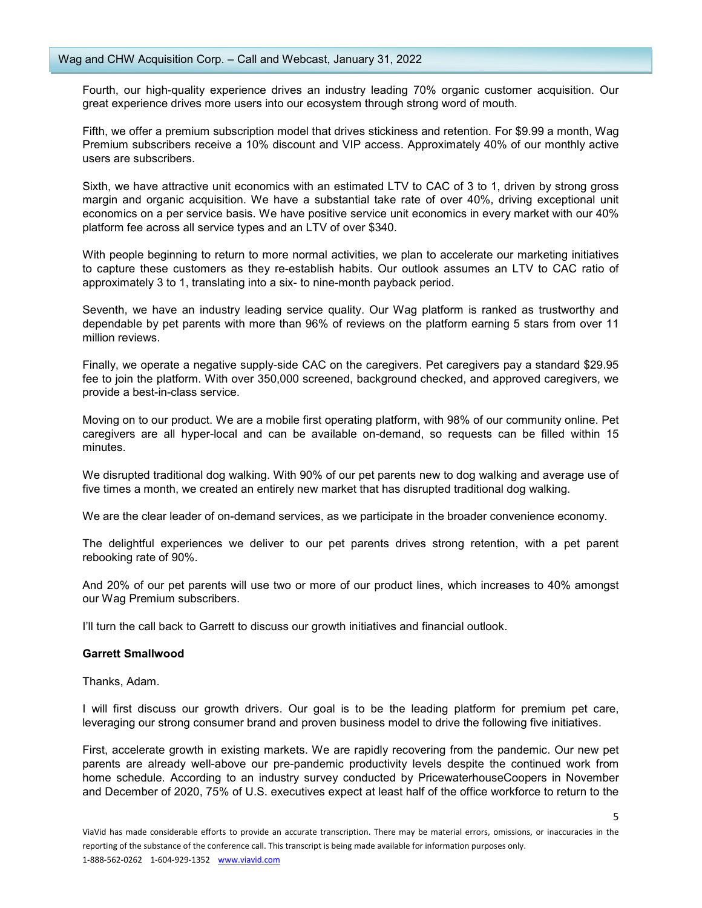Fourth, our high-quality experience drives an industry leading 70% organic customer acquisition. Our great experience drives more users into our ecosystem through strong word of mouth.

Fifth, we offer a premium subscription model that drives stickiness and retention. For $9.99 a month, Wag Premium subscribers receive a 10% discount and VIP access. Approximately 40% of our monthly active users are subscribers.

Sixth, we have attractive unit economics with an estimated LTV to CAC of 3 to 1, driven by strong gross margin and organic acquisition. We have a substantial take rate of over 40%, driving exceptional unit economics on a per service basis. We have positive service unit economics in every market with our 40% platform fee across all service types and an LTV of over $340.

With people beginning to return to more normal activities, we plan to accelerate our marketing initiatives to capture these customers as they re-establish habits. Our outlook assumes an LTV to CAC ratio of approximately 3 to 1, translating into a six- to nine-month payback period.

Seventh, we have an industry leading service quality. Our Wag platform is ranked as trustworthy and dependable by pet parents with more than 96% of reviews on the platform earning 5 stars from over 11 million reviews.

Finally, we operate a negative supply-side CAC on the caregivers. Pet caregivers pay a standard $29.95 fee to join the platform. With over 350,000 screened, background checked, and approved caregivers, we provide a best-in-class service.

Moving on to our product. We are a mobile first operating platform, with 98% of our community online. Pet caregivers are all hyper-local and can be available on-demand, so requests can be filled within 15 minutes.

We disrupted traditional dog walking. With 90% of our pet parents new to dog walking and average use of five times a month, we created an entirely new market that has disrupted traditional dog walking.

We are the clear leader of on-demand services, as we participate in the broader convenience economy.

The delightful experiences we deliver to our pet parents drives strong retention, with a pet parent rebooking rate of 90%.

And 20% of our pet parents will use two or more of our product lines, which increases to 40% amongst our Wag Premium subscribers.

I'll turn the call back to Garrett to discuss our growth initiatives and financial outlook.

**Garrett Smallwood**

Thanks, Adam.

I will first discuss our growth drivers. Our goal is to be the leading platform for premium pet care, leveraging our strong consumer brand and proven business model to drive the following five initiatives.

First, accelerate growth in existing markets. We are rapidly recovering from the pandemic. Our new pet parents are already well-above our pre-pandemic productivity levels despite the continued work from home schedule. According to an industry survey conducted by PricewaterhouseCoopers in November and December of 2020, 75% of U.S. executives expect at least half of the office workforce to return to the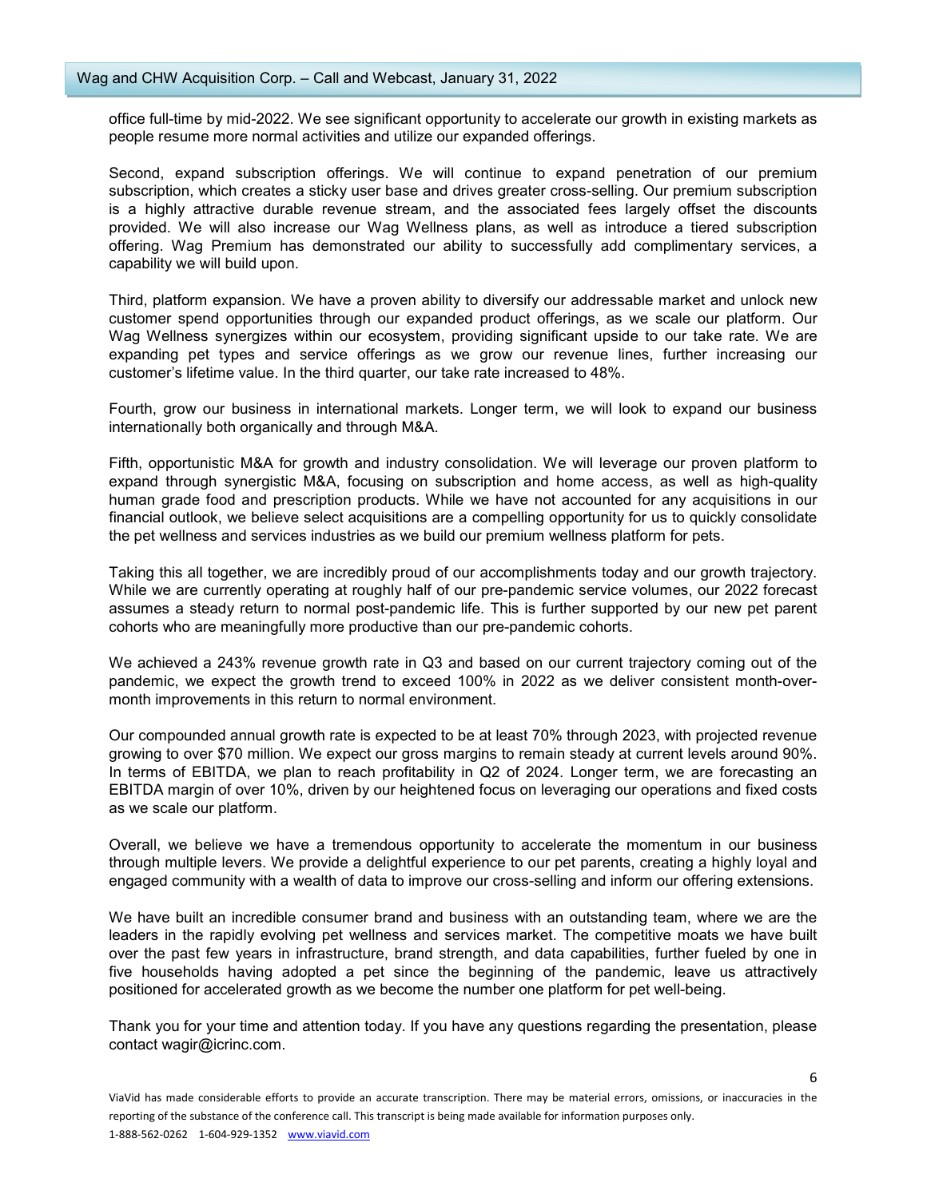office full-time by mid-2022. We see significant opportunity to accelerate our growth in existing markets as people resume more normal activities and utilize our expanded offerings.

Second, expand subscription offerings. We will continue to expand penetration of our premium subscription, which creates a sticky user base and drives greater cross-selling. Our premium subscription is a highly attractive durable revenue stream, and the associated fees largely offset the discounts provided. We will also increase our Wag Wellness plans, as well as introduce a tiered subscription offering. Wag Premium has demonstrated our ability to successfully add complimentary services, a capability we will build upon.

Third, platform expansion. We have a proven ability to diversify our addressable market and unlock new customer spend opportunities through our expanded product offerings, as we scale our platform. Our Wag Wellness synergizes within our ecosystem, providing significant upside to our take rate. We are expanding pet types and service offerings as we grow our revenue lines, further increasing our customer's lifetime value. In the third quarter, our take rate increased to 48%.

Fourth, grow our business in international markets. Longer term, we will look to expand our business internationally both organically and through M&A.

Fifth, opportunistic M&A for growth and industry consolidation. We will leverage our proven platform to expand through synergistic M&A, focusing on subscription and home access, as well as high-quality human grade food and prescription products. While we have not accounted for any acquisitions in our financial outlook, we believe select acquisitions are a compelling opportunity for us to quickly consolidate the pet wellness and services industries as we build our premium wellness platform for pets.

Taking this all together, we are incredibly proud of our accomplishments today and our growth trajectory. While we are currently operating at roughly half of our pre-pandemic service volumes, our 2022 forecast assumes a steady return to normal post-pandemic life. This is further supported by our new pet parent cohorts who are meaningfully more productive than our pre-pandemic cohorts.

We achieved a 243% revenue growth rate in Q3 and based on our current trajectory coming out of the pandemic, we expect the growth trend to exceed 100% in 2022 as we deliver consistent month-over-month improvements in this return to normal environment.

Our compounded annual growth rate is expected to be at least 70% through 2023, with projected revenue growing to over $70 million. We expect our gross margins to remain steady at current levels around 90%. In terms of EBITDA, we plan to reach profitability in Q2 of 2024. Longer term, we are forecasting an EBITDA margin of over 10%, driven by our heightened focus on leveraging our operations and fixed costs as we scale our platform.

Overall, we believe we have a tremendous opportunity to accelerate the momentum in our business through multiple levers. We provide a delightful experience to our pet parents, creating a highly loyal and engaged community with a wealth of data to improve our cross-selling and inform our offering extensions.

We have built an incredible consumer brand and business with an outstanding team, where we are the leaders in the rapidly evolving pet wellness and services market. The competitive moats we have built over the past few years in infrastructure, brand strength, and data capabilities, further fueled by one in five households having adopted a pet since the beginning of the pandemic, leave us attractively positioned for accelerated growth as we become the number one platform for pet well-being.

Thank you for your time and attention today. If you have any questions regarding the presentation, please contact wagir@icrinc.com.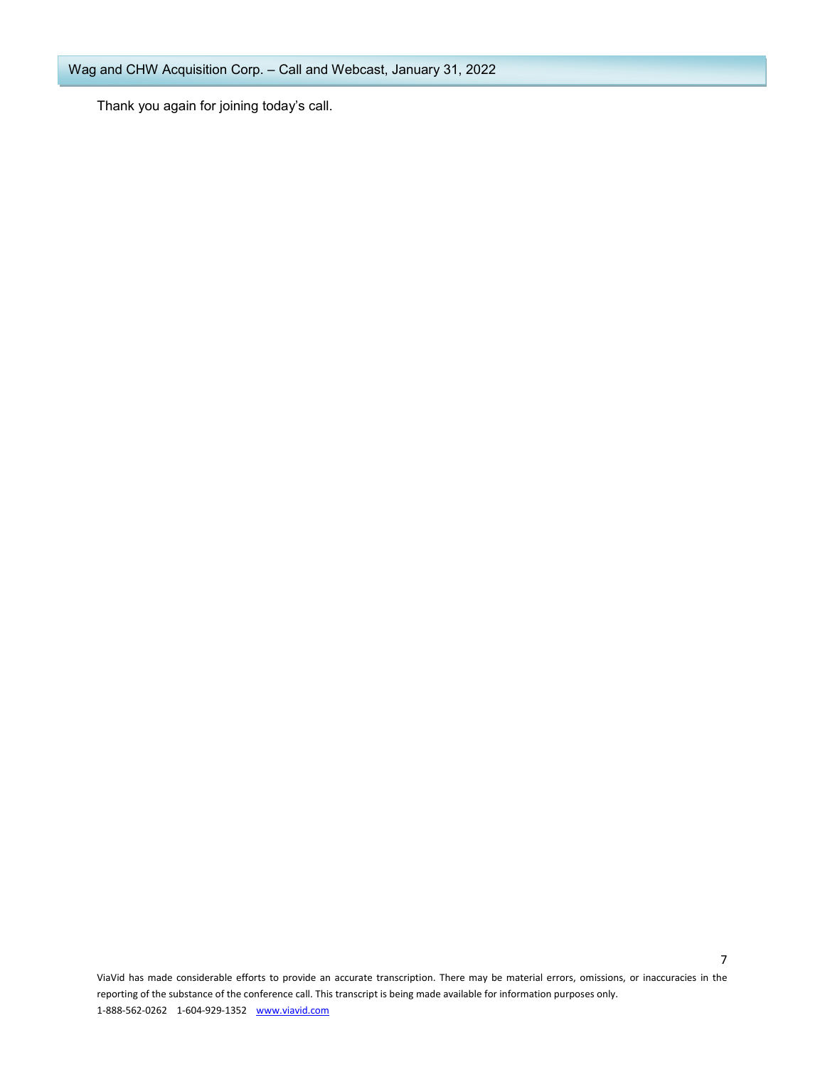Thank you again for joining today's call.